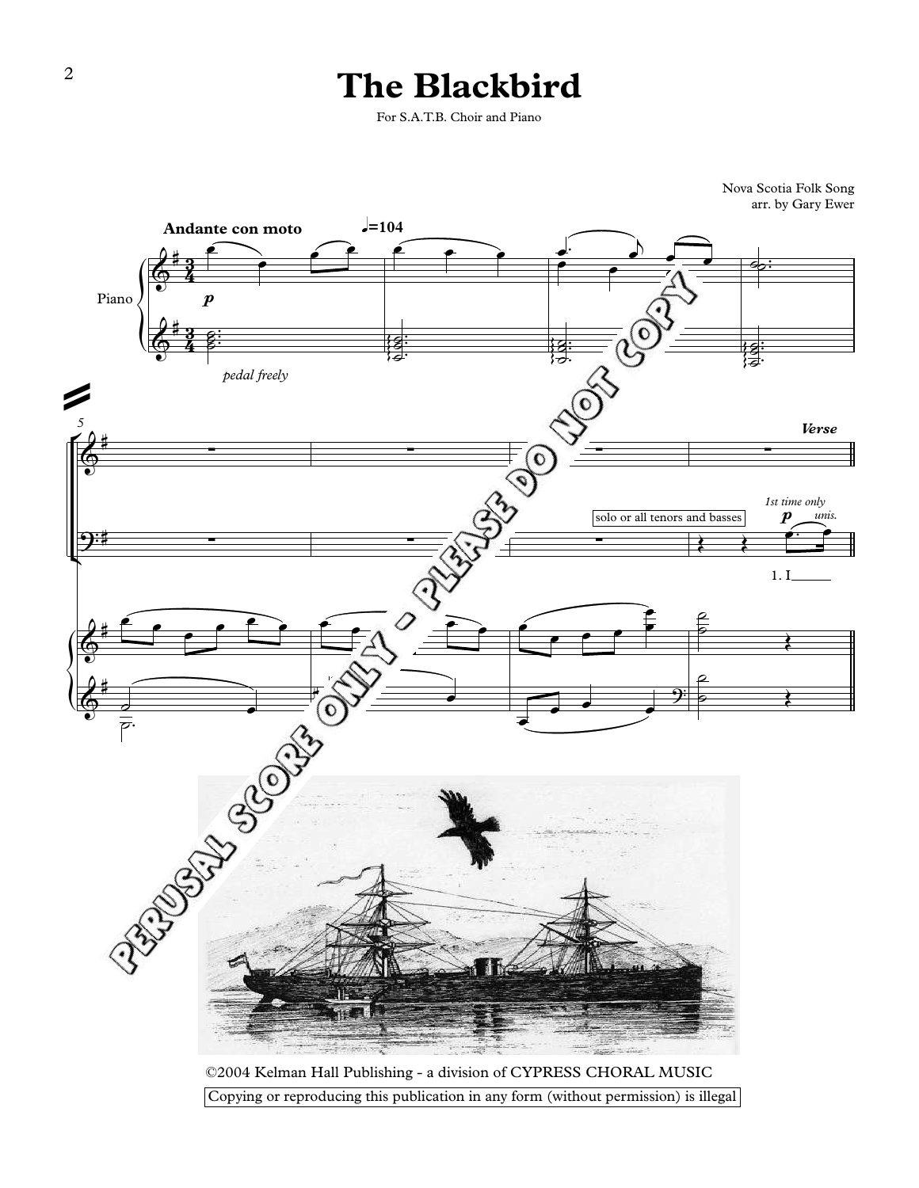# The Blackbird

For S.A.T.B. Choir and Piano

Nova Scotia Folk Song
arr. by Gary Ewer

**Andante con moto** ♩=104

PERUSAL SCORE ONLY - PLEASE DO NOT COPY

©2004 Kelman Hall Publishing - a division of CYPRESS CHORAL MUSIC

Copying or reproducing this publication in any form (without permission) is illegal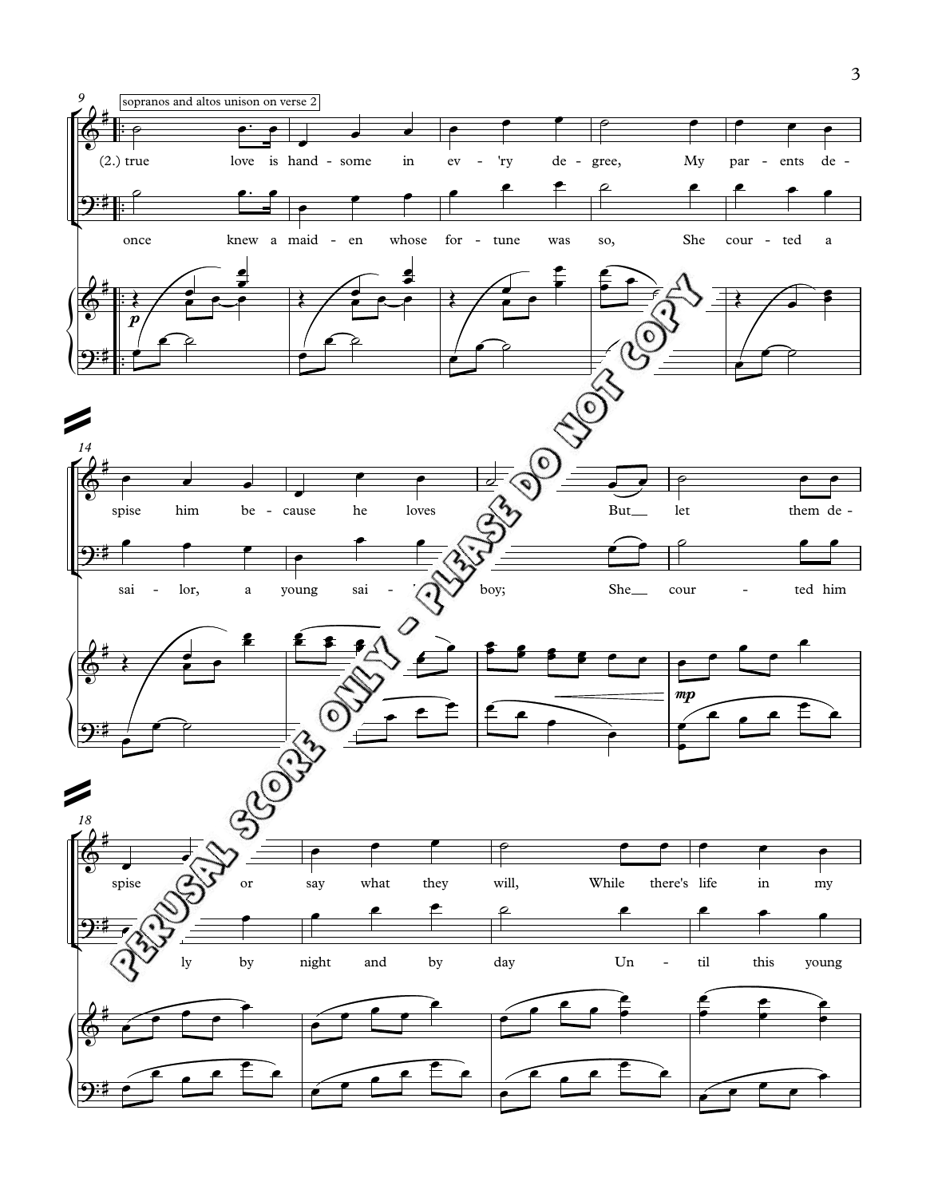sopranos and altos unison on verse 2

(2.) true love is hand - some in ev - 'ry de - gree, My par - ents de -

once knew a maid - en whose for - tune was so, She cour - ted a

*p*

spise him be - cause he loves But let them de -

sai - lor, a young sai - boy; She cour - ted him

*mp*

spise or say what they will, While there's life in my

ly by night and by day Un - til this young

PERUSAL SCORE ONLY - PLEASE DO NOT COPY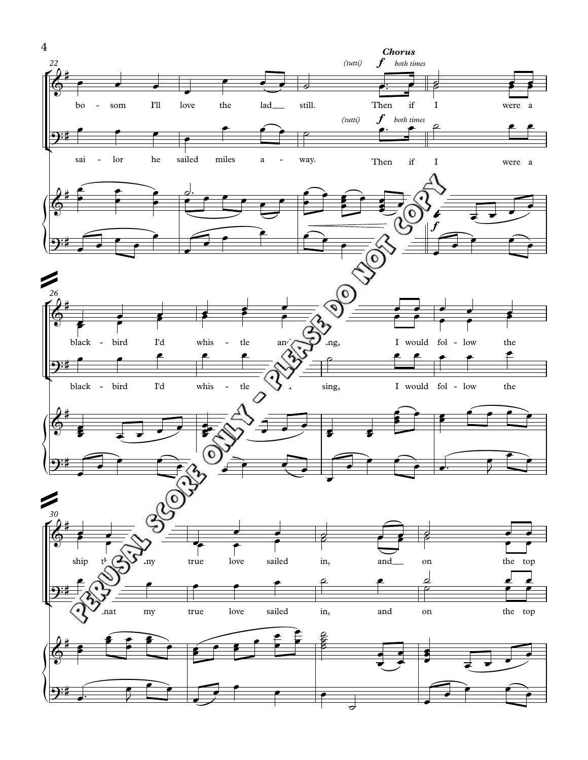**Chorus**

(tutti) ***f*** *both times*

bo - som I'll love the lad still. Then if I were a

sai - lor he sailed miles a - way. Then if I were a

black - bird I'd whis - tle and sing, I would fol - low the

black - bird I'd whis - tle and sing, I would fol - low the

ship that my true love sailed in, and on the top

ship that my true love sailed in, and on the top

PERUSAL SCORE ONLY - PLEASE DO NOT COPY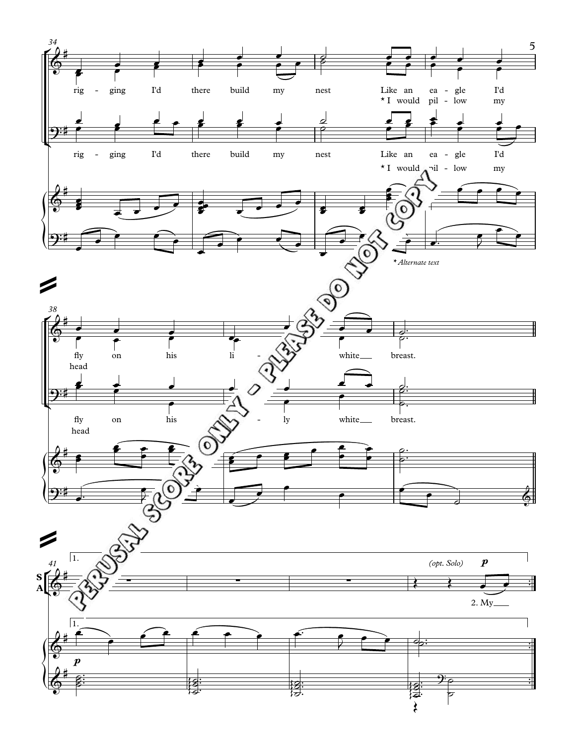34

rig - ging I'd there build my nest Like an ea - gle I'd

* I would pil - low my

rig - ging I'd there build my nest Like an ea - gle I'd

* I would pil - low my

* *Alternate text*

38

fly on his li - ly white breast.

head

fly on his li - ly white breast.

head

41

1.

S
A

*(opt. Solo)* ***p***

2. My

1.

***p***

PERUSAL SCORE ONLY - PLEASE DO NOT COPY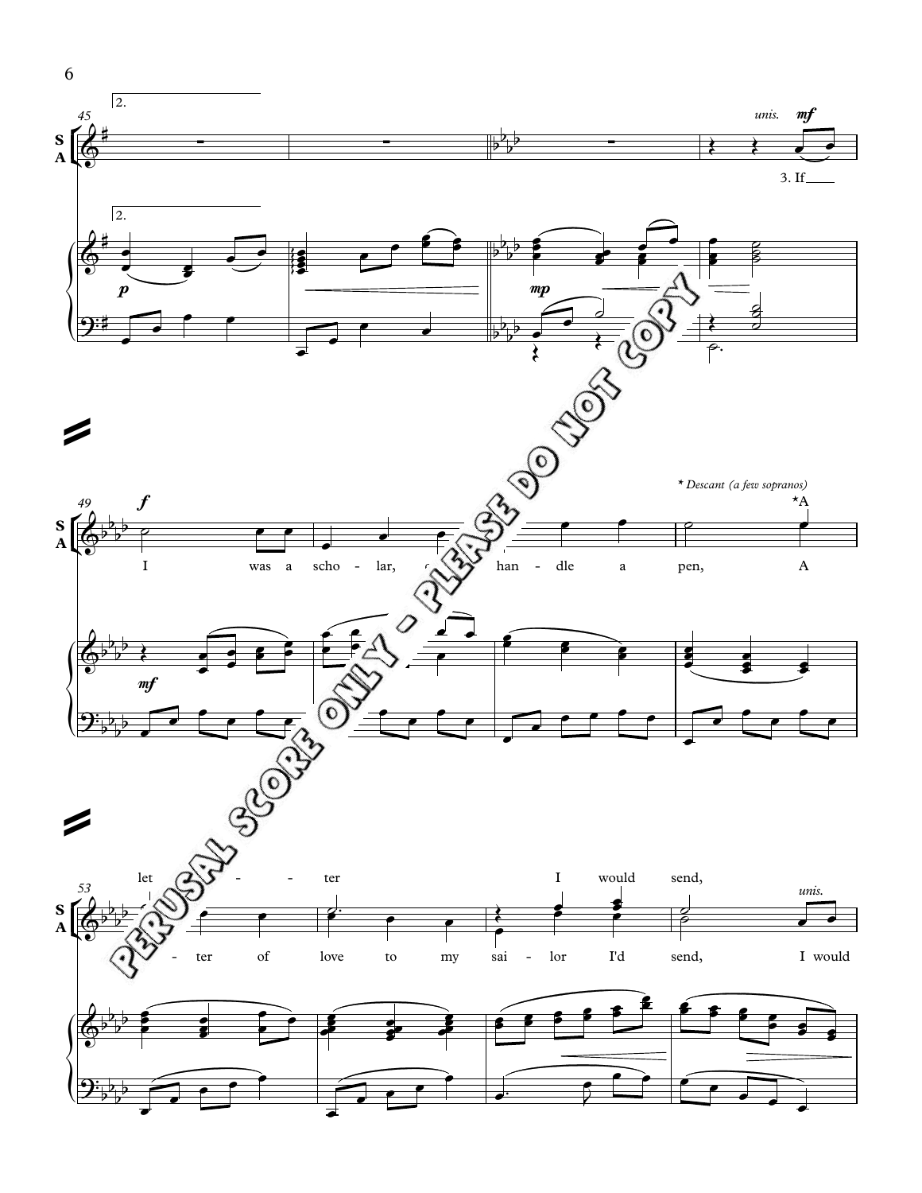2.

*unis.* **mf**

3. If

**p**

**mp**

**f**

*\* Descant (a few sopranos)*

I was a scho - lar, could han - dle a pen, A

**mf**

let - ter I would send,

*unis.*

- ter of love to my sai - lor I'd send, I would

PERUSAL SCORE ONLY - PLEASE DO NOT COPY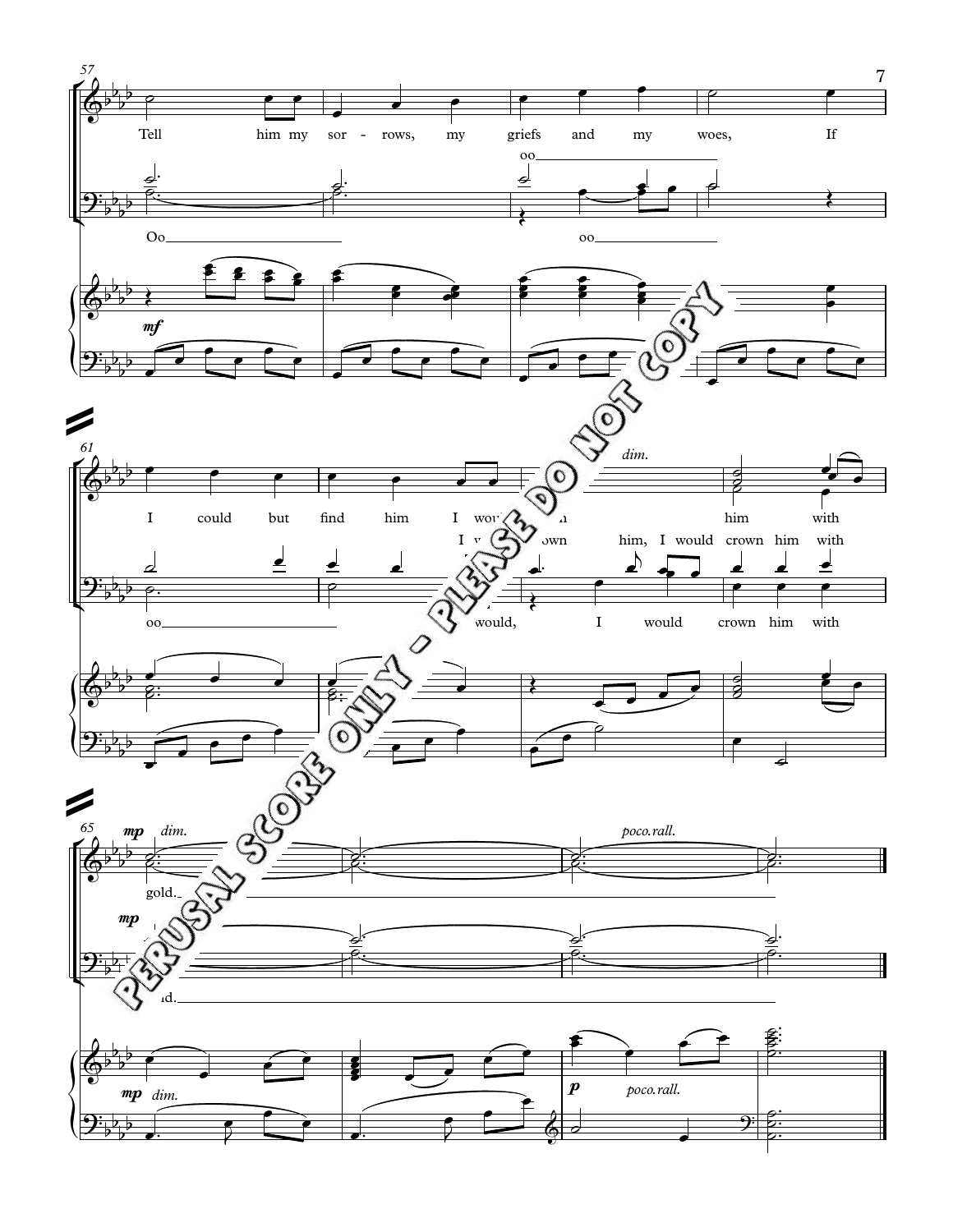Tell him my sorrows, my griefs and my woes, If

oo

Oo

oo

*mf*

I could but find him I would crown him with

I would crown him, I would crown him with

oo

I would, I would crown him with

*dim.*

*mp* *dim.*

gold.

*mp*

gold.

*poco.rall.*

*mp* *dim.*

*p* *poco.rall.*